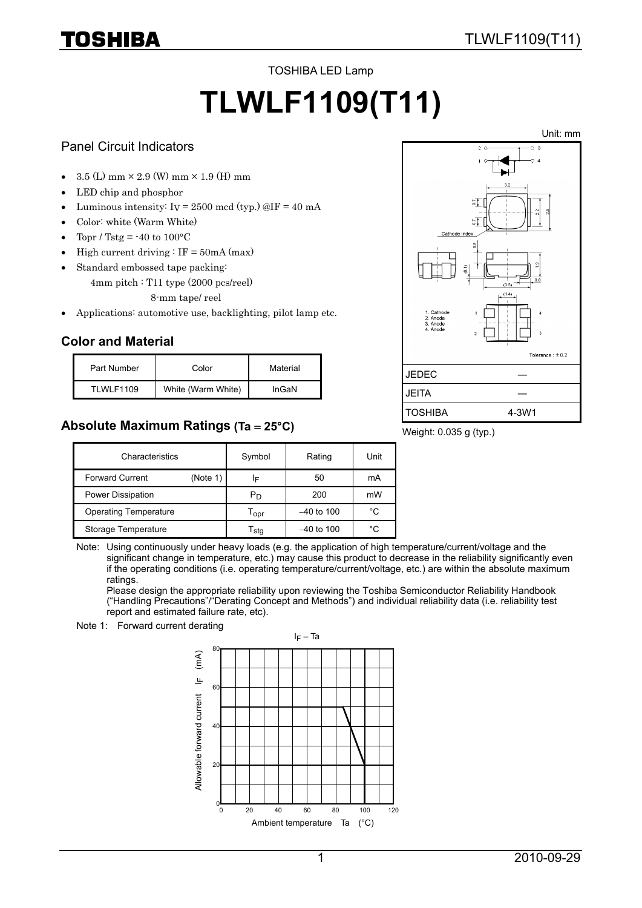TOSHIBA LED Lamp

# TLWLF1109(T11)

## Panel Circuit Indicators

- 3.5 (L) mm × 2.9 (W) mm × 1.9 (H) mm
- LED chip and phosphor
- Luminous intensity: $I_V$ = 2500 mcd (typ.) @IF = 40 mA
- Color: white (Warm White)
- Topr / Tstg = -40 to 100°C
- High current driving : IF = 50mA (max)
- Standard embossed tape packing:
  4mm pitch : T11 type (2000 pcs/reel)
  8-mm tape/ reel
- Applications: automotive use, backlighting, pilot lamp etc.

Unit: mm

1. Cathode
2. Anode
3. Anode
4. Anode

Cathode index

Tolerance : ±0.2

| JEDEC | ― |
|---|---|
| JEITA | ― |
| TOSHIBA | 4-3W1 |

Weight: 0.035 g (typ.)

## Color and Material

| Part Number | Color | Material |
|---|---|---|
| TLWLF1109 | White (Warm White) | InGaN |

## Absolute Maximum Ratings (Ta = 25°C)

| Characteristics | Symbol | Rating | Unit |
|---|---|---|---|
| Forward Current (Note 1) | $I_F$ | 50 | mA |
| Power Dissipation | $P_D$ | 200 | mW |
| Operating Temperature | $T_{opr}$ | –40 to 100 | °C |
| Storage Temperature | $T_{stg}$ | –40 to 100 | °C |

Note: Using continuously under heavy loads (e.g. the application of high temperature/current/voltage and the significant change in temperature, etc.) may cause this product to decrease in the reliability significantly even if the operating conditions (i.e. operating temperature/current/voltage, etc.) are within the absolute maximum ratings.
Please design the appropriate reliability upon reviewing the Toshiba Semiconductor Reliability Handbook ("Handling Precautions"/"Derating Concept and Methods") and individual reliability data (i.e. reliability test report and estimated failure rate, etc).

Note 1: Forward current derating

$I_F$ – Ta

Allowable forward current $I_F$ (mA)

Ambient temperature Ta (°C)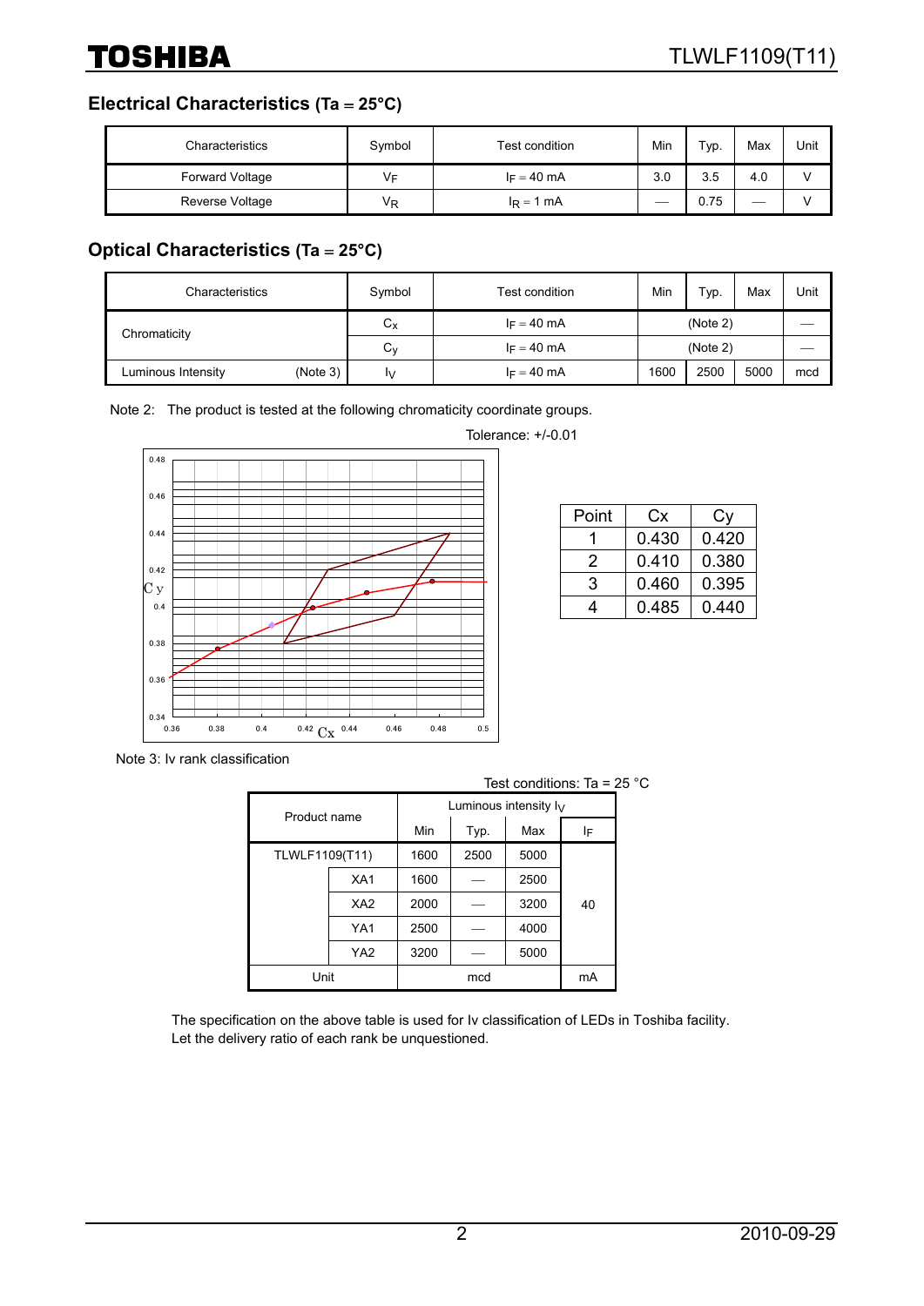## Electrical Characteristics (Ta = 25°C)

| Characteristics | Symbol | Test condition | Min | Typ. | Max | Unit |
|---|---|---|---|---|---|---|
| Forward Voltage | $V_F$ | $I_F$ = 40 mA | 3.0 | 3.5 | 4.0 | V |
| Reverse Voltage | $V_R$ | $I_R$ = 1 mA | — | 0.75 | — | V |

## Optical Characteristics (Ta = 25°C)

| Characteristics | | Symbol | Test condition | Min | Typ. | Max | Unit |
|---|---|---|---|---|---|---|---|
| Chromaticity | | $C_x$ | $I_F$ = 40 mA | (Note 2) | | | — |
| | | $C_y$ | $I_F$ = 40 mA | (Note 2) | | | — |
| Luminous Intensity | (Note 3) | $I_V$ | $I_F$ = 40 mA | 1600 | 2500 | 5000 | mcd |

Note 2: The product is tested at the following chromaticity coordinate groups.

Tolerance: +/-0.01

| Point | Cx | Cy |
|---|---|---|
| 1 | 0.430 | 0.420 |
| 2 | 0.410 | 0.380 |
| 3 | 0.460 | 0.395 |
| 4 | 0.485 | 0.440 |

Note 3: Iv rank classification

Test conditions: Ta = 25 °C

| Product name | | Luminous intensity $I_V$ | | | |
|---|---|---|---|---|---|
| | | Min | Typ. | Max | $I_F$ |
| TLWLF1109(T11) | | 1600 | 2500 | 5000 | 40 |
| | XA1 | 1600 | — | 2500 | |
| | XA2 | 2000 | — | 3200 | |
| | YA1 | 2500 | — | 4000 | |
| | YA2 | 3200 | — | 5000 | |
| Unit | | mcd | | | mA |

The specification on the above table is used for Iv classification of LEDs in Toshiba facility.
Let the delivery ratio of each rank be unquestioned.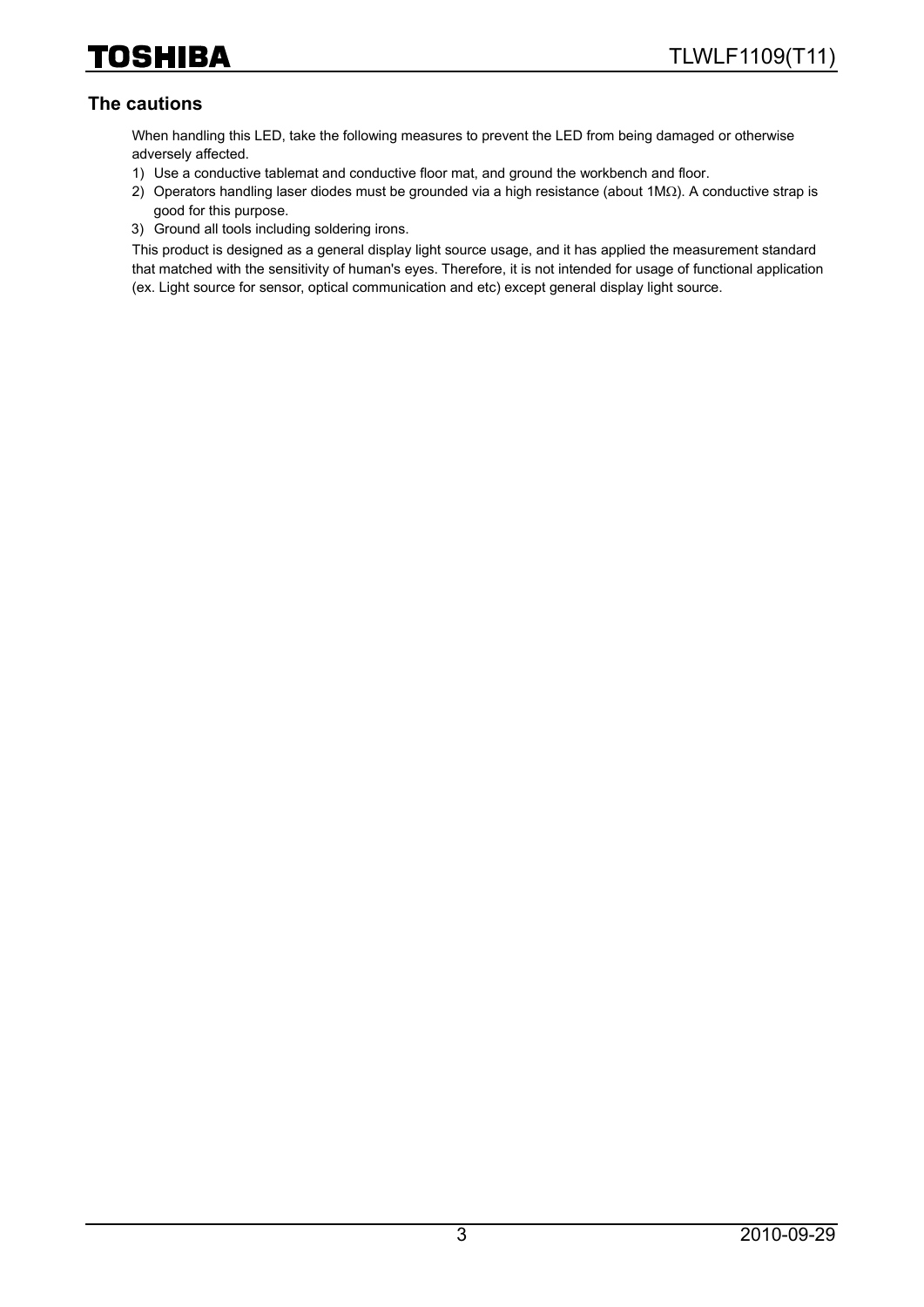## The cautions

When handling this LED, take the following measures to prevent the LED from being damaged or otherwise adversely affected.

1) Use a conductive tablemat and conductive floor mat, and ground the workbench and floor.
2) Operators handling laser diodes must be grounded via a high resistance (about 1MΩ). A conductive strap is good for this purpose.
3) Ground all tools including soldering irons.

This product is designed as a general display light source usage, and it has applied the measurement standard that matched with the sensitivity of human's eyes. Therefore, it is not intended for usage of functional application (ex. Light source for sensor, optical communication and etc) except general display light source.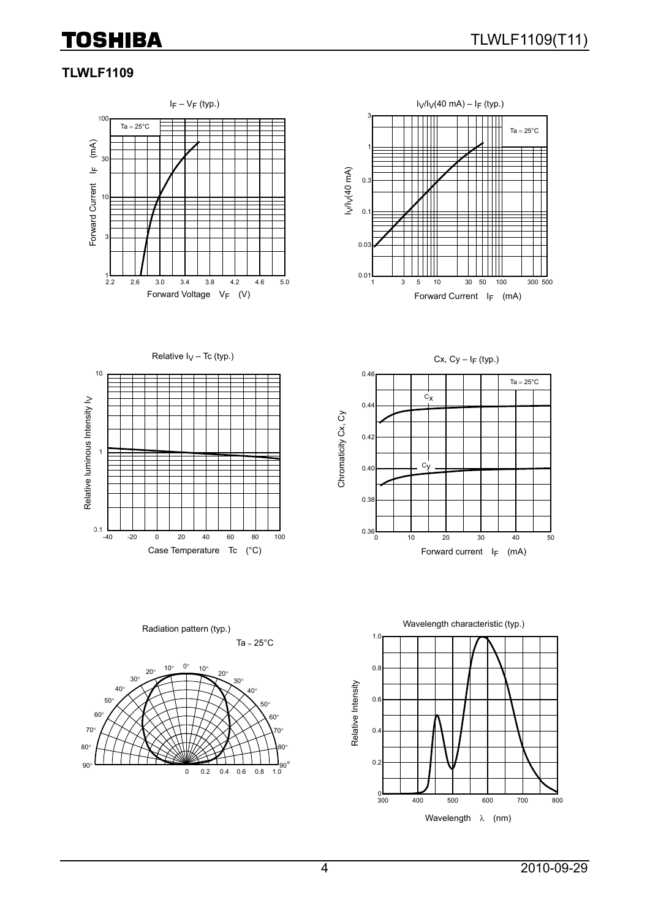## TLWLF1109

$I_F - V_F$ (typ.)

Ta = 25°C

Forward Current $I_F$ (mA)

Forward Voltage $V_F$ (V)

$I_V/I_V$(40 mA) – $I_F$ (typ.)

Ta = 25°C

$I_V/I_V$(40 mA)

Forward Current $I_F$ (mA)

Relative $I_V$ – Tc (typ.)

Relative luminous Intensity $I_V$

Case Temperature Tc (°C)

Cx, Cy – $I_F$ (typ.)

Ta = 25°C

Chromaticity Cx, Cy

Forward current $I_F$ (mA)

Radiation pattern (typ.)

Ta = 25°C

Wavelength characteristic (typ.)

Relative Intensity

Wavelength λ (nm)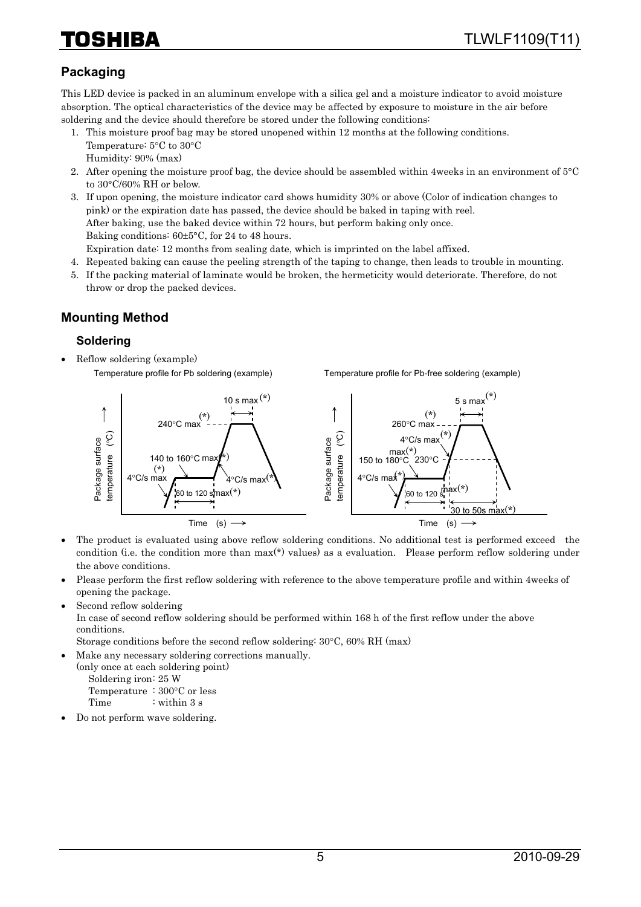## Packaging

This LED device is packed in an aluminum envelope with a silica gel and a moisture indicator to avoid moisture absorption. The optical characteristics of the device may be affected by exposure to moisture in the air before soldering and the device should therefore be stored under the following conditions:

1. This moisture proof bag may be stored unopened within 12 months at the following conditions.
   Temperature: 5°C to 30°C
   Humidity: 90% (max)
2. After opening the moisture proof bag, the device should be assembled within 4weeks in an environment of 5°C to 30°C/60% RH or below.
3. If upon opening, the moisture indicator card shows humidity 30% or above (Color of indication changes to pink) or the expiration date has passed, the device should be baked in taping with reel.
   After baking, use the baked device within 72 hours, but perform baking only once.
   Baking conditions: 60±5°C, for 24 to 48 hours.
   Expiration date: 12 months from sealing date, which is imprinted on the label affixed.
4. Repeated baking can cause the peeling strength of the taping to change, then leads to trouble in mounting.
5. If the packing material of laminate would be broken, the hermeticity would deteriorate. Therefore, do not throw or drop the packed devices.

## Mounting Method

### Soldering

- Reflow soldering (example)

Temperature profile for Pb soldering (example)

Package surface temperature (°C) vs. Time (s): 4°C/s max(*) → 140 to 160°C max(*), 60 to 120 s max(*) → 240°C max(*), 10 s max(*) → 4°C/s max(*)

Temperature profile for Pb-free soldering (example)

Package surface temperature (°C) vs. Time (s): 4°C/s max(*) → 150 to 180°C max(*), 60 to 120 s max(*) → 4°C/s max(*) → 260°C max(*), 5 s max(*); 230°C, 30 to 50s max(*)

- The product is evaluated using above reflow soldering conditions. No additional test is performed exceed the condition (i.e. the condition more than max(*) values) as a evaluation. Please perform reflow soldering under the above conditions.
- Please perform the first reflow soldering with reference to the above temperature profile and within 4weeks of opening the package.
- Second reflow soldering
  In case of second reflow soldering should be performed within 168 h of the first reflow under the above conditions.
  Storage conditions before the second reflow soldering: 30°C, 60% RH (max)
- Make any necessary soldering corrections manually.
  (only once at each soldering point)
  Soldering iron: 25 W
  Temperature : 300°C or less
  Time : within 3 s
- Do not perform wave soldering.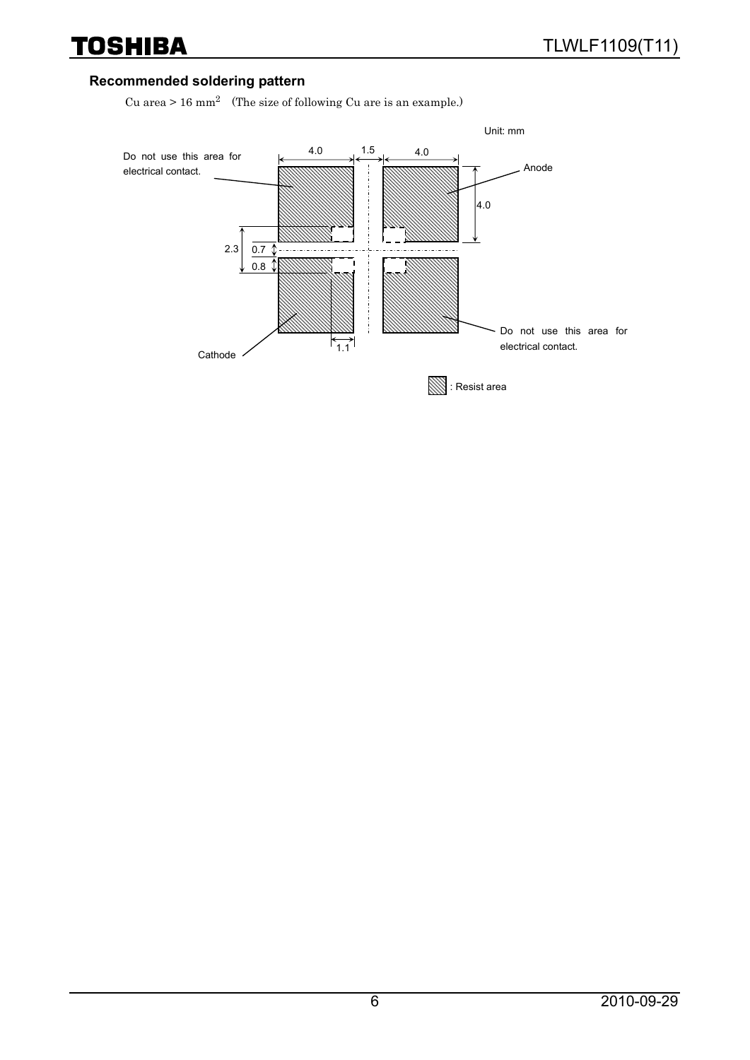## Recommended soldering pattern

Cu area > 16 $mm^2$ (The size of following Cu are is an example.)

Unit: mm

Do not use this area for electrical contact.

Anode

Cathode

Do not use this area for electrical contact.

4.0 1.5 4.0

4.0

2.3 0.7 0.8

1.1

: Resist area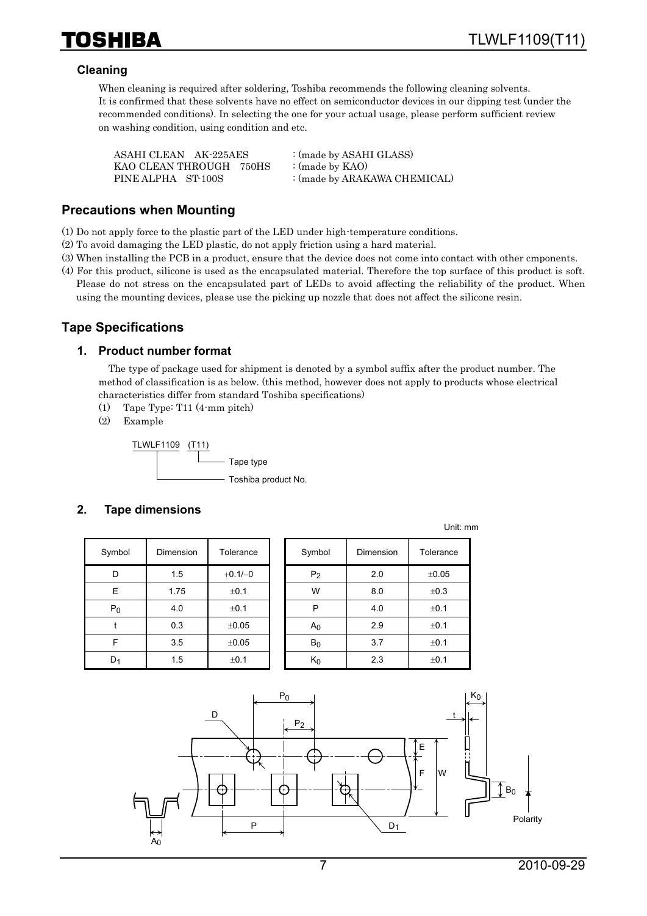### Cleaning

When cleaning is required after soldering, Toshiba recommends the following cleaning solvents.
It is confirmed that these solvents have no effect on semiconductor devices in our dipping test (under the recommended conditions). In selecting the one for your actual usage, please perform sufficient review on washing condition, using condition and etc.

ASAHI CLEAN AK-225AES : (made by ASAHI GLASS)
KAO CLEAN THROUGH 750HS : (made by KAO)
PINE ALPHA ST-100S : (made by ARAKAWA CHEMICAL)

## Precautions when Mounting

(1) Do not apply force to the plastic part of the LED under high-temperature conditions.
(2) To avoid damaging the LED plastic, do not apply friction using a hard material.
(3) When installing the PCB in a product, ensure that the device does not come into contact with other cmponents.
(4) For this product, silicone is used as the encapsulated material. Therefore the top surface of this product is soft. Please do not stress on the encapsulated part of LEDs to avoid affecting the reliability of the product. When using the mounting devices, please use the picking up nozzle that does not affect the silicone resin.

## Tape Specifications

### 1. Product number format

The type of package used for shipment is denoted by a symbol suffix after the product number. The method of classification is as below. (this method, however does not apply to products whose electrical characteristics differ from standard Toshiba specifications)

(1) Tape Type: T11 (4-mm pitch)
(2) Example

TLWLF1109 (T11)
- (T11): Tape type
- TLWLF1109: Toshiba product No.

### 2. Tape dimensions

Unit: mm

| Symbol | Dimension | Tolerance |
|---|---|---|
| D | 1.5 | +0.1/–0 |
| E | 1.75 | ±0.1 |
| $P_0$ | 4.0 | ±0.1 |
| t | 0.3 | ±0.05 |
| F | 3.5 | ±0.05 |
| $D_1$ | 1.5 | ±0.1 |

| Symbol | Dimension | Tolerance |
|---|---|---|
| $P_2$ | 2.0 | ±0.05 |
| W | 8.0 | ±0.3 |
| P | 4.0 | ±0.1 |
| $A_0$ | 2.9 | ±0.1 |
| $B_0$ | 3.7 | ±0.1 |
| $K_0$ | 2.3 | ±0.1 |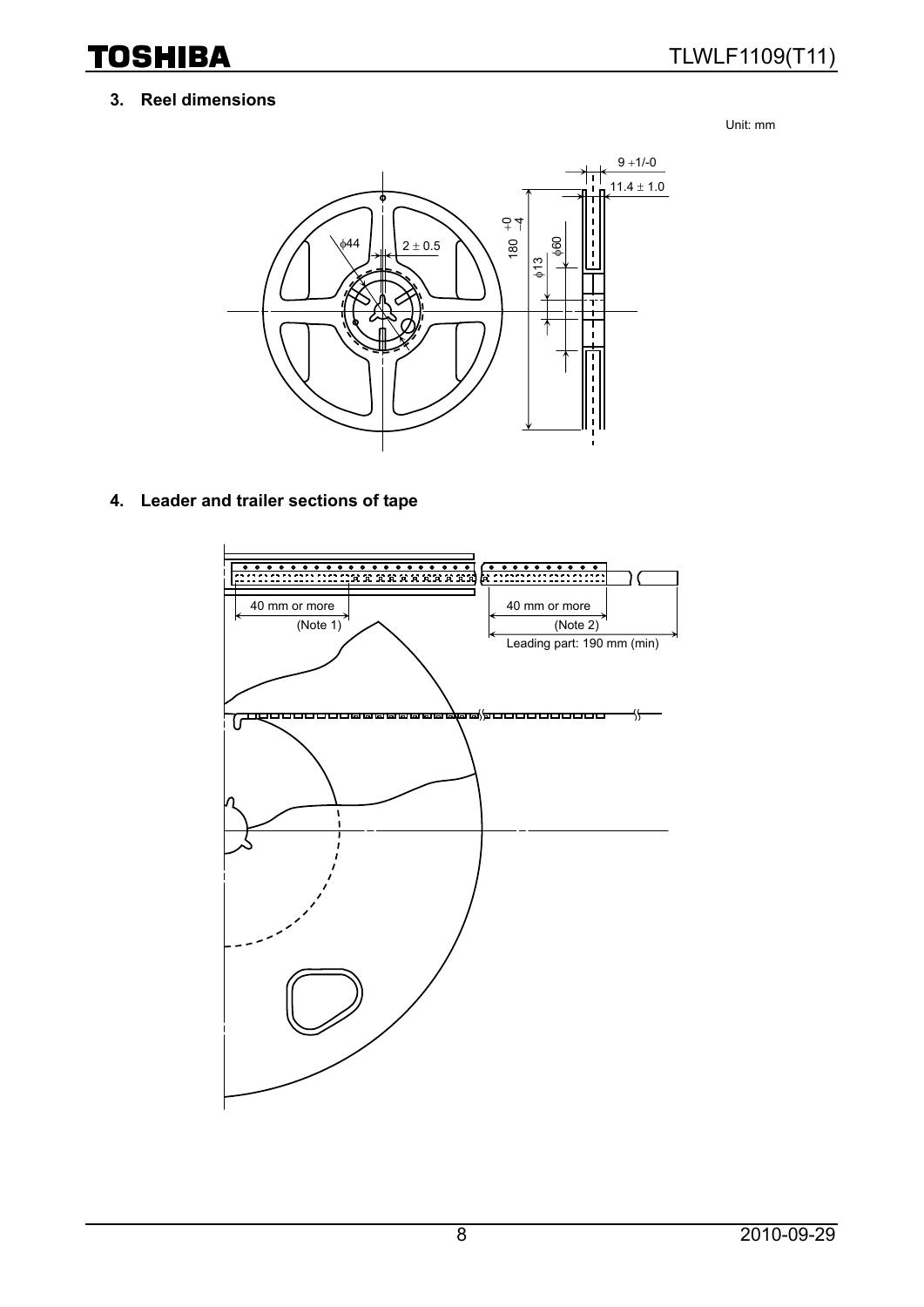## 3. Reel dimensions

Unit: mm

φ44

2 ± 0.5

180 +0/−4

φ13

φ60

9 +1/-0

11.4 ± 1.0

## 4. Leader and trailer sections of tape

40 mm or more
(Note 1)

40 mm or more
(Note 2)

Leading part: 190 mm (min)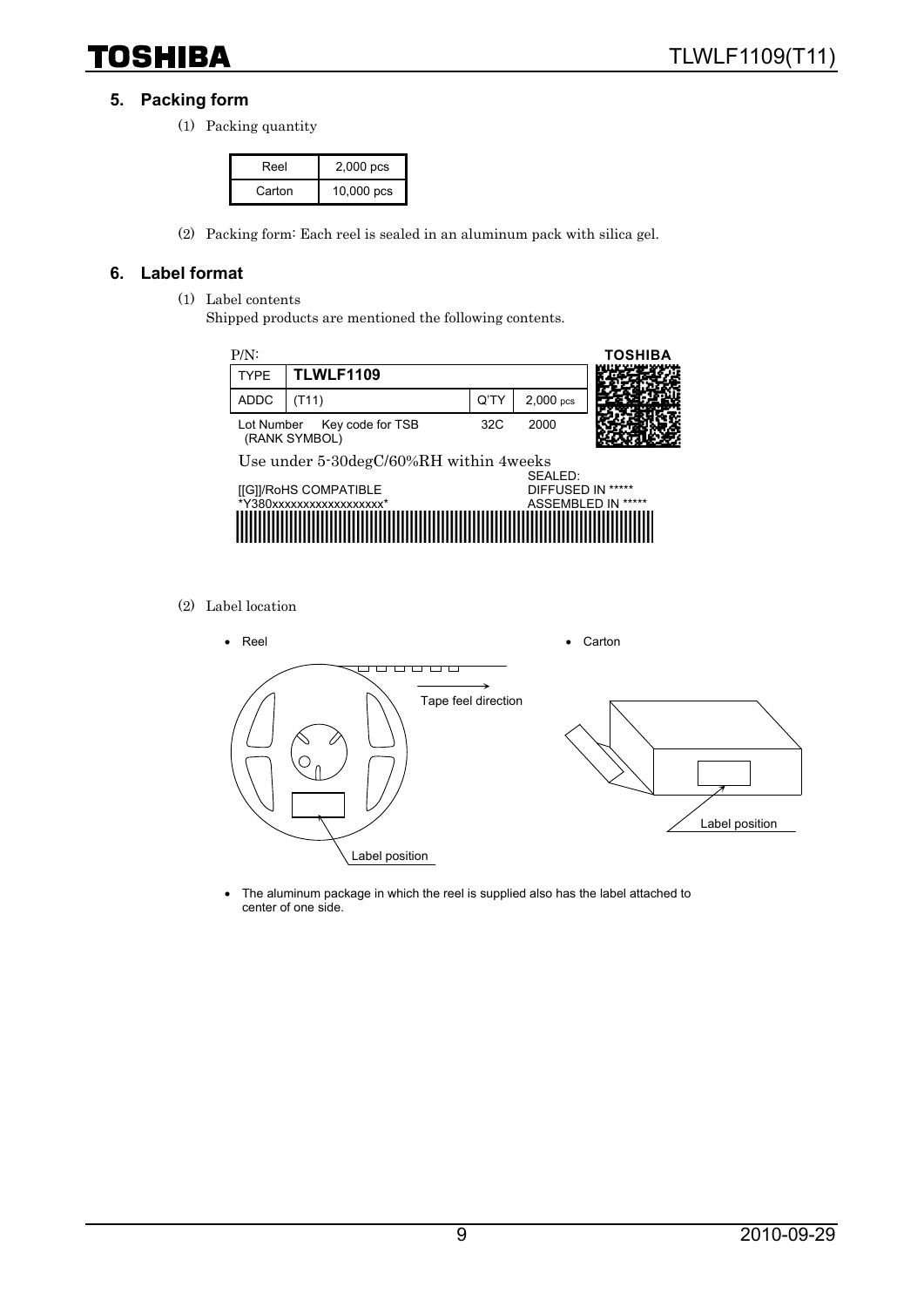## 5. Packing form

(1) Packing quantity

| Reel | 2,000 pcs |
|---|---|
| Carton | 10,000 pcs |

(2) Packing form: Each reel is sealed in an aluminum pack with silica gel.

## 6. Label format

(1) Label contents
Shipped products are mentioned the following contents.

P/N: TOSHIBA

| TYPE | TLWLF1109 | | |
|---|---|---|---|
| ADDC | (T11) | Q'TY | 2,000 pcs |
| Lot Number Key code for TSB (RANK SYMBOL) | | 32C | 2000 |

Use under 5-30degC/60%RH within 4weeks

[[G]]/RoHS COMPATIBLE
*Y380xxxxxxxxxxxxxxxxxx*

SEALED:
DIFFUSED IN *****
ASSEMBLED IN *****

(2) Label location

- Reel

Tape feel direction

Label position

- Carton

Label position

- The aluminum package in which the reel is supplied also has the label attached to center of one side.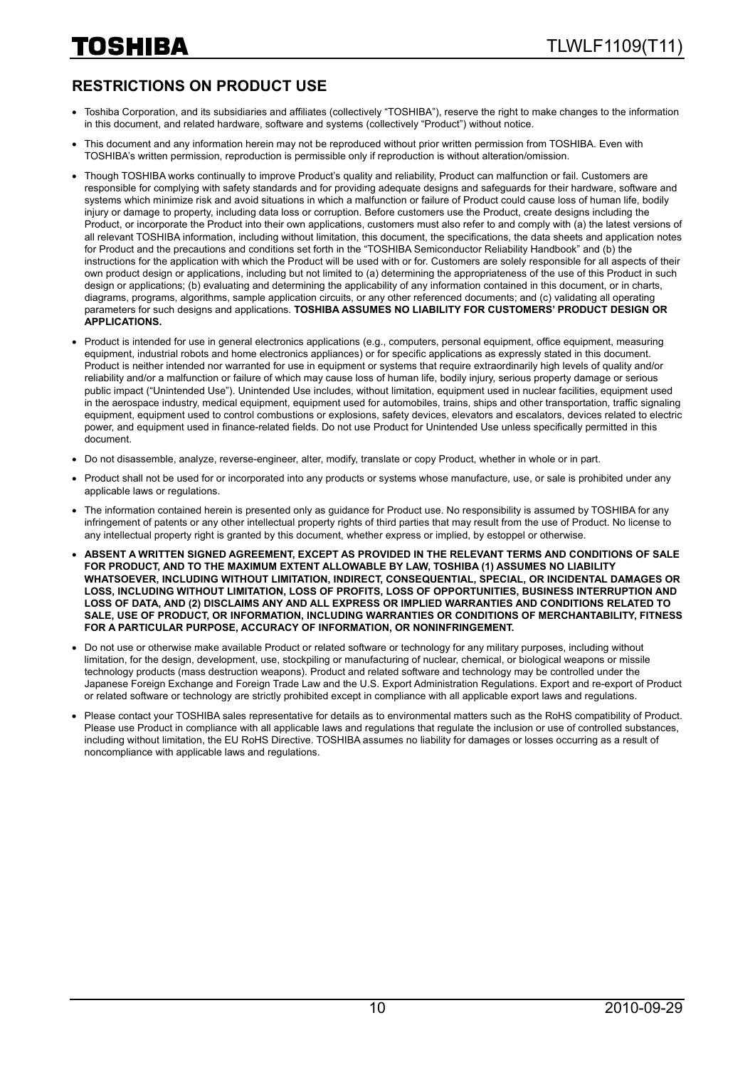## RESTRICTIONS ON PRODUCT USE

- Toshiba Corporation, and its subsidiaries and affiliates (collectively "TOSHIBA"), reserve the right to make changes to the information in this document, and related hardware, software and systems (collectively "Product") without notice.
- This document and any information herein may not be reproduced without prior written permission from TOSHIBA. Even with TOSHIBA's written permission, reproduction is permissible only if reproduction is without alteration/omission.
- Though TOSHIBA works continually to improve Product's quality and reliability, Product can malfunction or fail. Customers are responsible for complying with safety standards and for providing adequate designs and safeguards for their hardware, software and systems which minimize risk and avoid situations in which a malfunction or failure of Product could cause loss of human life, bodily injury or damage to property, including data loss or corruption. Before customers use the Product, create designs including the Product, or incorporate the Product into their own applications, customers must also refer to and comply with (a) the latest versions of all relevant TOSHIBA information, including without limitation, this document, the specifications, the data sheets and application notes for Product and the precautions and conditions set forth in the "TOSHIBA Semiconductor Reliability Handbook" and (b) the instructions for the application with which the Product will be used with or for. Customers are solely responsible for all aspects of their own product design or applications, including but not limited to (a) determining the appropriateness of the use of this Product in such design or applications; (b) evaluating and determining the applicability of any information contained in this document, or in charts, diagrams, programs, algorithms, sample application circuits, or any other referenced documents; and (c) validating all operating parameters for such designs and applications. **TOSHIBA ASSUMES NO LIABILITY FOR CUSTOMERS' PRODUCT DESIGN OR APPLICATIONS.**
- Product is intended for use in general electronics applications (e.g., computers, personal equipment, office equipment, measuring equipment, industrial robots and home electronics appliances) or for specific applications as expressly stated in this document. Product is neither intended nor warranted for use in equipment or systems that require extraordinarily high levels of quality and/or reliability and/or a malfunction or failure of which may cause loss of human life, bodily injury, serious property damage or serious public impact ("Unintended Use"). Unintended Use includes, without limitation, equipment used in nuclear facilities, equipment used in the aerospace industry, medical equipment, equipment used for automobiles, trains, ships and other transportation, traffic signaling equipment, equipment used to control combustions or explosions, safety devices, elevators and escalators, devices related to electric power, and equipment used in finance-related fields. Do not use Product for Unintended Use unless specifically permitted in this document.
- Do not disassemble, analyze, reverse-engineer, alter, modify, translate or copy Product, whether in whole or in part.
- Product shall not be used for or incorporated into any products or systems whose manufacture, use, or sale is prohibited under any applicable laws or regulations.
- The information contained herein is presented only as guidance for Product use. No responsibility is assumed by TOSHIBA for any infringement of patents or any other intellectual property rights of third parties that may result from the use of Product. No license to any intellectual property right is granted by this document, whether express or implied, by estoppel or otherwise.
- **ABSENT A WRITTEN SIGNED AGREEMENT, EXCEPT AS PROVIDED IN THE RELEVANT TERMS AND CONDITIONS OF SALE FOR PRODUCT, AND TO THE MAXIMUM EXTENT ALLOWABLE BY LAW, TOSHIBA (1) ASSUMES NO LIABILITY WHATSOEVER, INCLUDING WITHOUT LIMITATION, INDIRECT, CONSEQUENTIAL, SPECIAL, OR INCIDENTAL DAMAGES OR LOSS, INCLUDING WITHOUT LIMITATION, LOSS OF PROFITS, LOSS OF OPPORTUNITIES, BUSINESS INTERRUPTION AND LOSS OF DATA, AND (2) DISCLAIMS ANY AND ALL EXPRESS OR IMPLIED WARRANTIES AND CONDITIONS RELATED TO SALE, USE OF PRODUCT, OR INFORMATION, INCLUDING WARRANTIES OR CONDITIONS OF MERCHANTABILITY, FITNESS FOR A PARTICULAR PURPOSE, ACCURACY OF INFORMATION, OR NONINFRINGEMENT.**
- Do not use or otherwise make available Product or related software or technology for any military purposes, including without limitation, for the design, development, use, stockpiling or manufacturing of nuclear, chemical, or biological weapons or missile technology products (mass destruction weapons). Product and related software and technology may be controlled under the Japanese Foreign Exchange and Foreign Trade Law and the U.S. Export Administration Regulations. Export and re-export of Product or related software or technology are strictly prohibited except in compliance with all applicable export laws and regulations.
- Please contact your TOSHIBA sales representative for details as to environmental matters such as the RoHS compatibility of Product. Please use Product in compliance with all applicable laws and regulations that regulate the inclusion or use of controlled substances, including without limitation, the EU RoHS Directive. TOSHIBA assumes no liability for damages or losses occurring as a result of noncompliance with applicable laws and regulations.